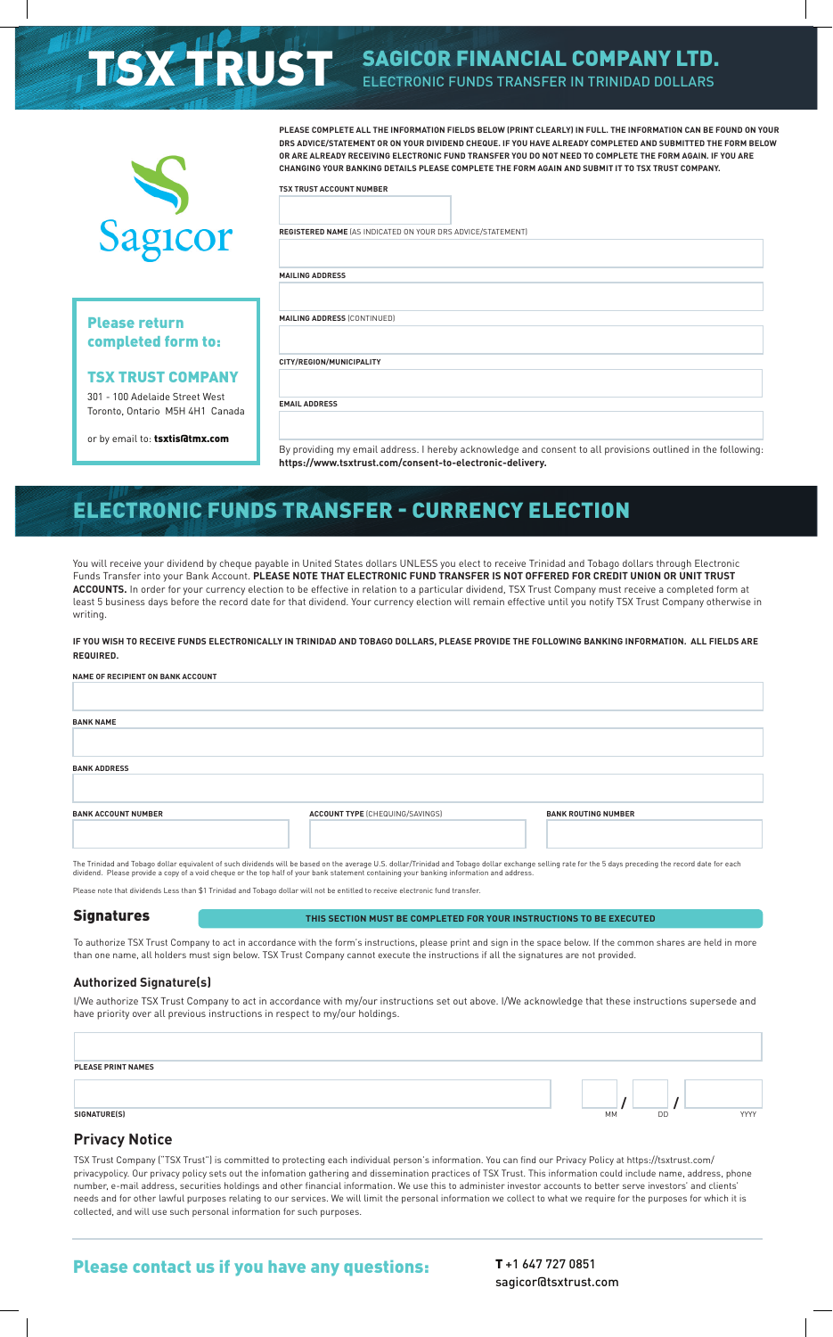# TSX TRUST

## SAGICOR FINANCIAL COMPANY LTD.

ELECTRONIC FUNDS TRANSFER IN TRINIDAD DOLLARS

Sagicor

**PLEASE COMPLETE ALL THE INFORMATION FIELDS BELOW (PRINT CLEARLY) IN FULL. THE INFORMATION CAN BE FOUND ON YOUR DRS ADVICE/STATEMENT OR ON YOUR DIVIDEND CHEQUE. IF YOU HAVE ALREADY COMPLETED AND SUBMITTED THE FORM BELOW OR ARE ALREADY RECEIVING ELECTRONIC FUND TRANSFER YOU DO NOT NEED TO COMPLETE THE FORM AGAIN. IF YOU ARE CHANGING YOUR BANKING DETAILS PLEASE COMPLETE THE FORM AGAIN AND SUBMIT IT TO TSX TRUST COMPANY.**

**TSX TRUST ACCOUNT NUMBER**

**REGISTERED NAME** (AS INDICATED ON YOUR DRS ADVICE/STATEMENT)

**MAILING ADDRESS**

**MAILING ADDRESS** (CONTINUED)

**CITY/REGION/MUNICIPALITY**

**EMAIL ADDRESS**

By providing my email address. I hereby acknowledge and consent to all provisions outlined in the following: **https://www.tsxtrust.com/consent-to-electronic-delivery.**

**Please return completed form to:**

**TSX TRUST COMPANY**

301 - 100 Adelaide Street West
Toronto, Ontario M5H 4H1 Canada

or by email to: **tsxtis@tmx.com**

## ELECTRONIC FUNDS TRANSFER - CURRENCY ELECTION

You will receive your dividend by cheque payable in United States dollars UNLESS you elect to receive Trinidad and Tobago dollars through Electronic Funds Transfer into your Bank Account. **PLEASE NOTE THAT ELECTRONIC FUND TRANSFER IS NOT OFFERED FOR CREDIT UNION OR UNIT TRUST ACCOUNTS.** In order for your currency election to be effective in relation to a particular dividend, TSX Trust Company must receive a completed form at least 5 business days before the record date for that dividend. Your currency election will remain effective until you notify TSX Trust Company otherwise in writing.

**IF YOU WISH TO RECEIVE FUNDS ELECTRONICALLY IN TRINIDAD AND TOBAGO DOLLARS, PLEASE PROVIDE THE FOLLOWING BANKING INFORMATION. ALL FIELDS ARE REQUIRED.**

**NAME OF RECIPIENT ON BANK ACCOUNT**

**BANK NAME**

**BANK ADDRESS**

| **BANK ACCOUNT NUMBER** | **ACCOUNT TYPE** (CHEQUING/SAVINGS) | **BANK ROUTING NUMBER** |
|---|---|---|
| | | |

The Trinidad and Tobago dollar equivalent of such dividends will be based on the average U.S. dollar/Trinidad and Tobago dollar exchange selling rate for the 5 days preceding the record date for each dividend. Please provide a copy of a void cheque or the top half of your bank statement containing your banking information and address.

Please note that dividends Less than $1 Trinidad and Tobago dollar will not be entitled to receive electronic fund transfer.

### Signatures

**THIS SECTION MUST BE COMPLETED FOR YOUR INSTRUCTIONS TO BE EXECUTED**

To authorize TSX Trust Company to act in accordance with the form's instructions, please print and sign in the space below. If the common shares are held in more than one name, all holders must sign below. TSX Trust Company cannot execute the instructions if all the signatures are not provided.

### Authorized Signature(s)

I/We authorize TSX Trust Company to act in accordance with my/our instructions set out above. I/We acknowledge that these instructions supersede and have priority over all previous instructions in respect to my/our holdings.

**PLEASE PRINT NAMES**

**SIGNATURE(S)**

MM / DD / YYYY

### Privacy Notice

TSX Trust Company ("TSX Trust") is committed to protecting each individual person's information. You can find our Privacy Policy at https://tsxtrust.com/privacypolicy. Our privacy policy sets out the infomation gathering and dissemination practices of TSX Trust. This information could include name, address, phone number, e-mail address, securities holdings and other financial information. We use this to administer investor accounts to better serve investors' and clients' needs and for other lawful purposes relating to our services. We will limit the personal information we collect to what we require for the purposes for which it is collected, and will use such personal information for such purposes.

**Please contact us if you have any questions:**

**T** +1 647 727 0851
sagicor@tsxtrust.com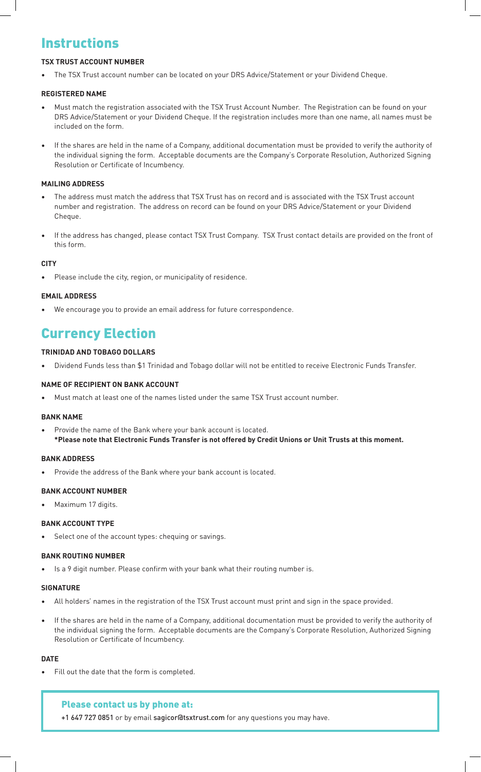# Instructions

### TSX TRUST ACCOUNT NUMBER

- The TSX Trust account number can be located on your DRS Advice/Statement or your Dividend Cheque.

### REGISTERED NAME

- Must match the registration associated with the TSX Trust Account Number. The Registration can be found on your DRS Advice/Statement or your Dividend Cheque. If the registration includes more than one name, all names must be included on the form.
- If the shares are held in the name of a Company, additional documentation must be provided to verify the authority of the individual signing the form. Acceptable documents are the Company's Corporate Resolution, Authorized Signing Resolution or Certificate of Incumbency.

### MAILING ADDRESS

- The address must match the address that TSX Trust has on record and is associated with the TSX Trust account number and registration. The address on record can be found on your DRS Advice/Statement or your Dividend Cheque.
- If the address has changed, please contact TSX Trust Company. TSX Trust contact details are provided on the front of this form.

### CITY

- Please include the city, region, or municipality of residence.

### EMAIL ADDRESS

- We encourage you to provide an email address for future correspondence.

# Currency Election

### TRINIDAD AND TOBAGO DOLLARS

- Dividend Funds less than $1 Trinidad and Tobago dollar will not be entitled to receive Electronic Funds Transfer.

### NAME OF RECIPIENT ON BANK ACCOUNT

- Must match at least one of the names listed under the same TSX Trust account number.

### BANK NAME

- Provide the name of the Bank where your bank account is located.
  **\*Please note that Electronic Funds Transfer is not offered by Credit Unions or Unit Trusts at this moment.**

### BANK ADDRESS

- Provide the address of the Bank where your bank account is located.

### BANK ACCOUNT NUMBER

- Maximum 17 digits.

### BANK ACCOUNT TYPE

- Select one of the account types: chequing or savings.

### BANK ROUTING NUMBER

- Is a 9 digit number. Please confirm with your bank what their routing number is.

### SIGNATURE

- All holders' names in the registration of the TSX Trust account must print and sign in the space provided.
- If the shares are held in the name of a Company, additional documentation must be provided to verify the authority of the individual signing the form. Acceptable documents are the Company's Corporate Resolution, Authorized Signing Resolution or Certificate of Incumbency.

### DATE

- Fill out the date that the form is completed.

## Please contact us by phone at:

+1 647 727 0851 or by email sagicor@tsxtrust.com for any questions you may have.